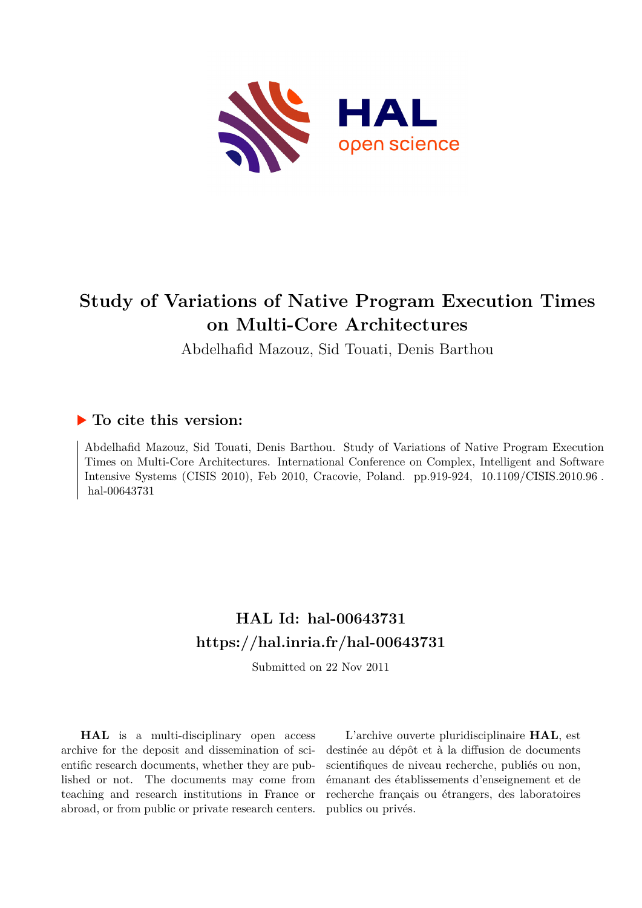# Study of Variations of Native Program Execution Times on Multi-Core Architectures

Abdelhafid Mazouz, Sid Touati, Denis Barthou

## ▶ To cite this version:

Abdelhafid Mazouz, Sid Touati, Denis Barthou. Study of Variations of Native Program Execution Times on Multi-Core Architectures. International Conference on Complex, Intelligent and Software Intensive Systems (CISIS 2010), Feb 2010, Cracovie, Poland. pp.919-924, 10.1109/CISIS.2010.96 . hal-00643731

## HAL Id: hal-00643731

## https://hal.inria.fr/hal-00643731

Submitted on 22 Nov 2011

**HAL** is a multi-disciplinary open access archive for the deposit and dissemination of scientific research documents, whether they are published or not. The documents may come from teaching and research institutions in France or abroad, or from public or private research centers.

L'archive ouverte pluridisciplinaire **HAL**, est destinée au dépôt et à la diffusion de documents scientifiques de niveau recherche, publiés ou non, émanant des établissements d'enseignement et de recherche français ou étrangers, des laboratoires publics ou privés.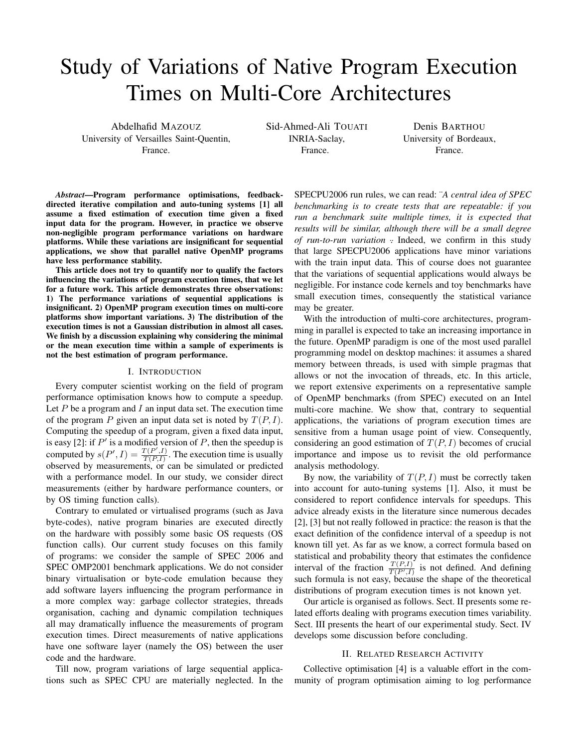# Study of Variations of Native Program Execution Times on Multi-Core Architectures

Abdelhafid MAZOUZ
University of Versailles Saint-Quentin,
France.

Sid-Ahmed-Ali TOUATI
INRIA-Saclay,
France.

Denis BARTHOU
University of Bordeaux,
France.

***Abstract*—Program performance optimisations, feedback-directed iterative compilation and auto-tuning systems [1] all assume a fixed estimation of execution time given a fixed input data for the program. However, in practice we observe non-negligible program performance variations on hardware platforms. While these variations are insignificant for sequential applications, we show that parallel native OpenMP programs have less performance stability.**

**This article does not try to quantify nor to qualify the factors influencing the variations of program execution times, that we let for a future work. This article demonstrates three observations: 1) The performance variations of sequential applications is insignificant. 2) OpenMP program execution times on multi-core platforms show important variations. 3) The distribution of the execution times is not a Gaussian distribution in almost all cases. We finish by a discussion explaining why considering the minimal or the mean execution time within a sample of experiments is not the best estimation of program performance.**

## I. INTRODUCTION

Every computer scientist working on the field of program performance optimisation knows how to compute a speedup. Let $P$ be a program and $I$ an input data set. The execution time of the program $P$ given an input data set is noted by $T(P, I)$. Computing the speedup of a program, given a fixed data input, is easy [2]: if $P'$ is a modified version of $P$, then the speedup is computed by $s(P', I) = \frac{T(P',I)}{T(P,I)}$. The execution time is usually observed by measurements, or can be simulated or predicted with a performance model. In our study, we consider direct measurements (either by hardware performance counters, or by OS timing function calls).

Contrary to emulated or virtualised programs (such as Java byte-codes), native program binaries are executed directly on the hardware with possibly some basic OS requests (OS function calls). Our current study focuses on this family of programs: we consider the sample of SPEC 2006 and SPEC OMP2001 benchmark applications. We do not consider binary virtualisation or byte-code emulation because they add software layers influencing the program performance in a more complex way: garbage collector strategies, threads organisation, caching and dynamic compilation techniques all may dramatically influence the measurements of program execution times. Direct measurements of native applications have one software layer (namely the OS) between the user code and the hardware.

Till now, program variations of large sequential applications such as SPEC CPU are materially neglected. In the SPECPU2006 run rules, we can read: ¨*A central idea of SPEC benchmarking is to create tests that are repeatable: if you run a benchmark suite multiple times, it is expected that results will be similar, although there will be a small degree of run-to-run variation* ¨. Indeed, we confirm in this study that large SPECPU2006 applications have minor variations with the train input data. This of course does not guarantee that the variations of sequential applications would always be negligible. For instance code kernels and toy benchmarks have small execution times, consequently the statistical variance may be greater.

With the introduction of multi-core architectures, programming in parallel is expected to take an increasing importance in the future. OpenMP paradigm is one of the most used parallel programming model on desktop machines: it assumes a shared memory between threads, is used with simple pragmas that allows or not the invocation of threads, etc. In this article, we report extensive experiments on a representative sample of OpenMP benchmarks (from SPEC) executed on an Intel multi-core machine. We show that, contrary to sequential applications, the variations of program execution times are sensitive from a human usage point of view. Consequently, considering an good estimation of $T(P, I)$ becomes of crucial importance and impose us to revisit the old performance analysis methodology.

By now, the variability of $T(P, I)$ must be correctly taken into account for auto-tuning systems [1]. Also, it must be considered to report confidence intervals for speedups. This advice already exists in the literature since numerous decades [2], [3] but not really followed in practice: the reason is that the exact definition of the confidence interval of a speedup is not known till yet. As far as we know, a correct formula based on statistical and probability theory that estimates the confidence interval of the fraction $\frac{T(P,I)}{T(P',I)}$ is not defined. And defining such formula is not easy, because the shape of the theoretical distributions of program execution times is not known yet.

Our article is organised as follows. Sect. II presents some related efforts dealing with programs execution times variability. Sect. III presents the heart of our experimental study. Sect. IV develops some discussion before concluding.

## II. RELATED RESEARCH ACTIVITY

Collective optimisation [4] is a valuable effort in the community of program optimisation aiming to log performance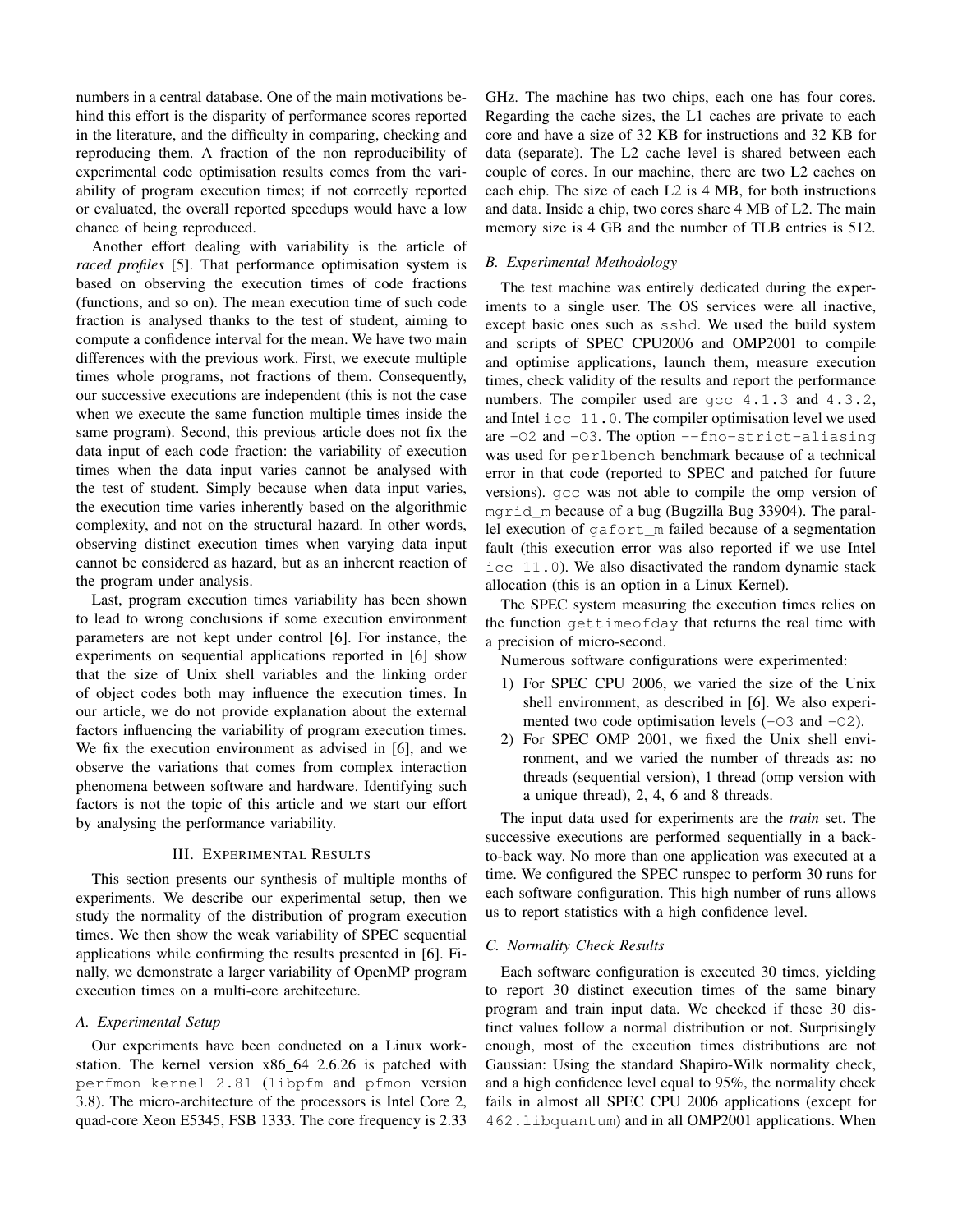numbers in a central database. One of the main motivations behind this effort is the disparity of performance scores reported in the literature, and the difficulty in comparing, checking and reproducing them. A fraction of the non reproducibility of experimental code optimisation results comes from the variability of program execution times; if not correctly reported or evaluated, the overall reported speedups would have a low chance of being reproduced.

Another effort dealing with variability is the article of *raced profiles* [5]. That performance optimisation system is based on observing the execution times of code fractions (functions, and so on). The mean execution time of such code fraction is analysed thanks to the test of student, aiming to compute a confidence interval for the mean. We have two main differences with the previous work. First, we execute multiple times whole programs, not fractions of them. Consequently, our successive executions are independent (this is not the case when we execute the same function multiple times inside the same program). Second, this previous article does not fix the data input of each code fraction: the variability of execution times when the data input varies cannot be analysed with the test of student. Simply because when data input varies, the execution time varies inherently based on the algorithmic complexity, and not on the structural hazard. In other words, observing distinct execution times when varying data input cannot be considered as hazard, but as an inherent reaction of the program under analysis.

Last, program execution times variability has been shown to lead to wrong conclusions if some execution environment parameters are not kept under control [6]. For instance, the experiments on sequential applications reported in [6] show that the size of Unix shell variables and the linking order of object codes both may influence the execution times. In our article, we do not provide explanation about the external factors influencing the variability of program execution times. We fix the execution environment as advised in [6], and we observe the variations that comes from complex interaction phenomena between software and hardware. Identifying such factors is not the topic of this article and we start our effort by analysing the performance variability.

## III. Experimental Results

This section presents our synthesis of multiple months of experiments. We describe our experimental setup, then we study the normality of the distribution of program execution times. We then show the weak variability of SPEC sequential applications while confirming the results presented in [6]. Finally, we demonstrate a larger variability of OpenMP program execution times on a multi-core architecture.

### A. Experimental Setup

Our experiments have been conducted on a Linux workstation. The kernel version x86_64 2.6.26 is patched with `perfmon kernel 2.81` (`libpfm` and `pfmon` version 3.8). The micro-architecture of the processors is Intel Core 2, quad-core Xeon E5345, FSB 1333. The core frequency is 2.33 GHz. The machine has two chips, each one has four cores. Regarding the cache sizes, the L1 caches are private to each core and have a size of 32 KB for instructions and 32 KB for data (separate). The L2 cache level is shared between each couple of cores. In our machine, there are two L2 caches on each chip. The size of each L2 is 4 MB, for both instructions and data. Inside a chip, two cores share 4 MB of L2. The main memory size is 4 GB and the number of TLB entries is 512.

### B. Experimental Methodology

The test machine was entirely dedicated during the experiments to a single user. The OS services were all inactive, except basic ones such as `sshd`. We used the build system and scripts of SPEC CPU2006 and OMP2001 to compile and optimise applications, launch them, measure execution times, check validity of the results and report the performance numbers. The compiler used are `gcc 4.1.3` and `4.3.2`, and Intel `icc 11.0`. The compiler optimisation level we used are `-O2` and `-O3`. The option `--fno-strict-aliasing` was used for `perlbench` benchmark because of a technical error in that code (reported to SPEC and patched for future versions). `gcc` was not able to compile the omp version of `mgrid_m` because of a bug (Bugzilla Bug 33904). The parallel execution of `gafort_m` failed because of a segmentation fault (this execution error was also reported if we use Intel `icc 11.0`). We also disactivated the random dynamic stack allocation (this is an option in a Linux Kernel).

The SPEC system measuring the execution times relies on the function `gettimeofday` that returns the real time with a precision of micro-second.

Numerous software configurations were experimented:

1) For SPEC CPU 2006, we varied the size of the Unix shell environment, as described in [6]. We also experimented two code optimisation levels (`-O3` and `-O2`).
2) For SPEC OMP 2001, we fixed the Unix shell environment, and we varied the number of threads as: no threads (sequential version), 1 thread (omp version with a unique thread), 2, 4, 6 and 8 threads.

The input data used for experiments are the *train* set. The successive executions are performed sequentially in a back-to-back way. No more than one application was executed at a time. We configured the SPEC runspec to perform 30 runs for each software configuration. This high number of runs allows us to report statistics with a high confidence level.

### C. Normality Check Results

Each software configuration is executed 30 times, yielding to report 30 distinct execution times of the same binary program and train input data. We checked if these 30 distinct values follow a normal distribution or not. Surprisingly enough, most of the execution times distributions are not Gaussian: Using the standard Shapiro-Wilk normality check, and a high confidence level equal to 95%, the normality check fails in almost all SPEC CPU 2006 applications (except for `462.libquantum`) and in all OMP2001 applications. When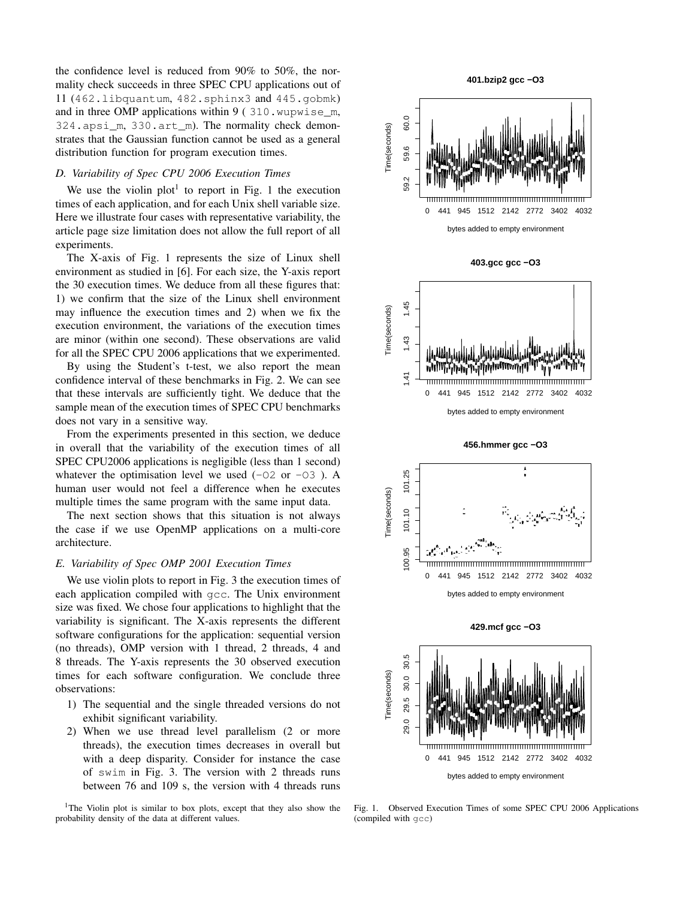the confidence level is reduced from 90% to 50%, the normality check succeeds in three SPEC CPU applications out of 11 (462.libquantum, 482.sphinx3 and 445.gobmk) and in three OMP applications within 9 ( 310.wupwise_m, 324.apsi_m, 330.art_m). The normality check demonstrates that the Gaussian function cannot be used as a general distribution function for program execution times.

### *D. Variability of Spec CPU 2006 Execution Times*

We use the violin plot[1] to report in Fig. 1 the execution times of each application, and for each Unix shell variable size. Here we illustrate four cases with representative variability, the article page size limitation does not allow the full report of all experiments.

The X-axis of Fig. 1 represents the size of Linux shell environment as studied in [6]. For each size, the Y-axis report the 30 execution times. We deduce from all these figures that: 1) we confirm that the size of the Linux shell environment may influence the execution times and 2) when we fix the execution environment, the variations of the execution times are minor (within one second). These observations are valid for all the SPEC CPU 2006 applications that we experimented.

By using the Student's t-test, we also report the mean confidence interval of these benchmarks in Fig. 2. We can see that these intervals are sufficiently tight. We deduce that the sample mean of the execution times of SPEC CPU benchmarks does not vary in a sensitive way.

From the experiments presented in this section, we deduce in overall that the variability of the execution times of all SPEC CPU2006 applications is negligible (less than 1 second) whatever the optimisation level we used (-O2 or -O3 ). A human user would not feel a difference when he executes multiple times the same program with the same input data.

The next section shows that this situation is not always the case if we use OpenMP applications on a multi-core architecture.

### *E. Variability of Spec OMP 2001 Execution Times*

We use violin plots to report in Fig. 3 the execution times of each application compiled with gcc. The Unix environment size was fixed. We chose four applications to highlight that the variability is significant. The X-axis represents the different software configurations for the application: sequential version (no threads), OMP version with 1 thread, 2 threads, 4 and 8 threads. The Y-axis represents the 30 observed execution times for each software configuration. We conclude three observations:

1) The sequential and the single threaded versions do not exhibit significant variability.
2) When we use thread level parallelism (2 or more threads), the execution times decreases in overall but with a deep disparity. Consider for instance the case of swim in Fig. 3. The version with 2 threads runs between 76 and 109 s, the version with 4 threads runs

[1]The Violin plot is similar to box plots, except that they also show the probability density of the data at different values.

Fig. 1. Observed Execution Times of some SPEC CPU 2006 Applications (compiled with gcc)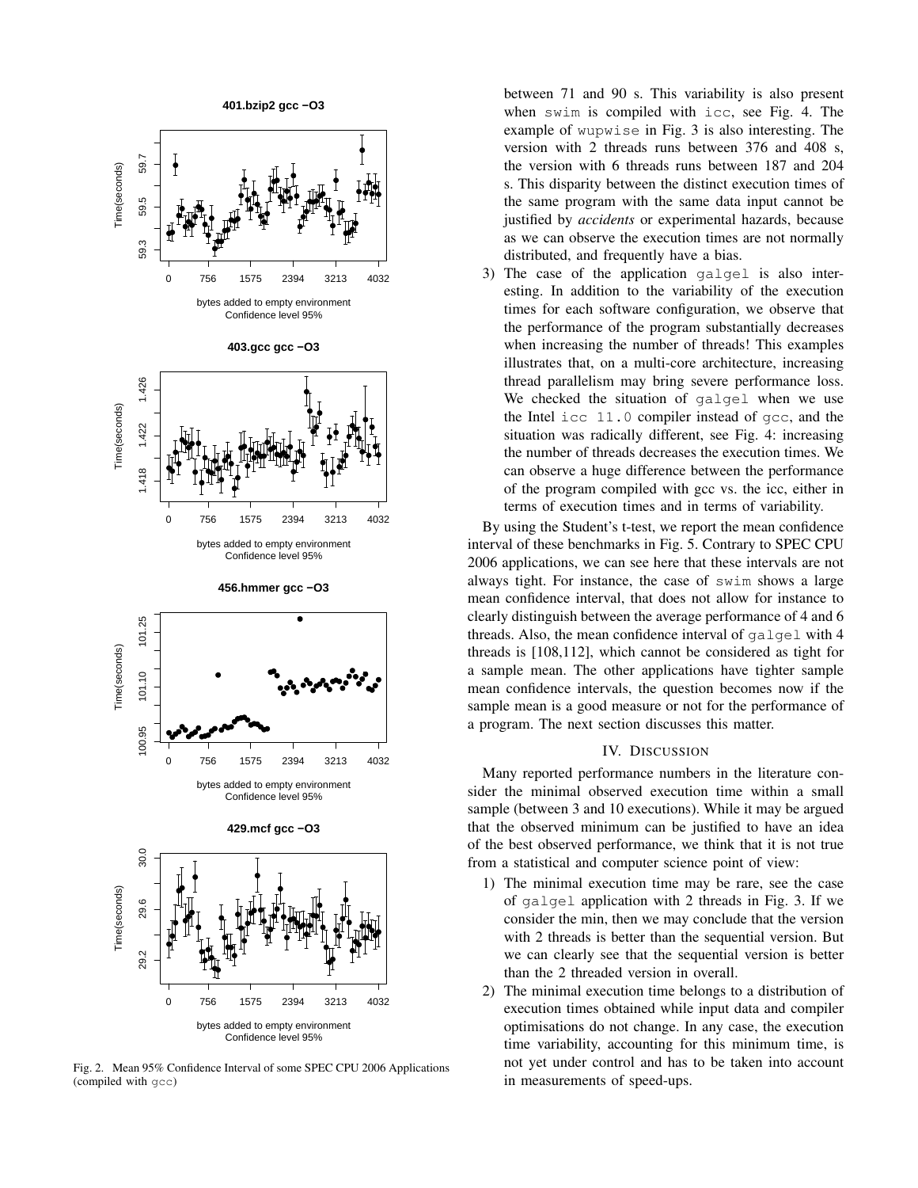Fig. 2. Mean 95% Confidence Interval of some SPEC CPU 2006 Applications (compiled with gcc)

between 71 and 90 s. This variability is also present when swim is compiled with icc, see Fig. 4. The example of wupwise in Fig. 3 is also interesting. The version with 2 threads runs between 376 and 408 s, the version with 6 threads runs between 187 and 204 s. This disparity between the distinct execution times of the same program with the same data input cannot be justified by *accidents* or experimental hazards, because as we can observe the execution times are not normally distributed, and frequently have a bias.

3) The case of the application galgel is also interesting. In addition to the variability of the execution times for each software configuration, we observe that the performance of the program substantially decreases when increasing the number of threads! This examples illustrates that, on a multi-core architecture, increasing thread parallelism may bring severe performance loss. We checked the situation of galgel when we use the Intel icc 11.0 compiler instead of gcc, and the situation was radically different, see Fig. 4: increasing the number of threads decreases the execution times. We can observe a huge difference between the performance of the program compiled with gcc vs. the icc, either in terms of execution times and in terms of variability.

By using the Student's t-test, we report the mean confidence interval of these benchmarks in Fig. 5. Contrary to SPEC CPU 2006 applications, we can see here that these intervals are not always tight. For instance, the case of swim shows a large mean confidence interval, that does not allow for instance to clearly distinguish between the average performance of 4 and 6 threads. Also, the mean confidence interval of galgel with 4 threads is [108,112], which cannot be considered as tight for a sample mean. The other applications have tighter sample mean confidence intervals, the question becomes now if the sample mean is a good measure or not for the performance of a program. The next section discusses this matter.

## IV. Discussion

Many reported performance numbers in the literature consider the minimal observed execution time within a small sample (between 3 and 10 executions). While it may be argued that the observed minimum can be justified to have an idea of the best observed performance, we think that it is not true from a statistical and computer science point of view:

1) The minimal execution time may be rare, see the case of galgel application with 2 threads in Fig. 3. If we consider the min, then we may conclude that the version with 2 threads is better than the sequential version. But we can clearly see that the sequential version is better than the 2 threaded version in overall.
2) The minimal execution time belongs to a distribution of execution times obtained while input data and compiler optimisations do not change. In any case, the execution time variability, accounting for this minimum time, is not yet under control and has to be taken into account in measurements of speed-ups.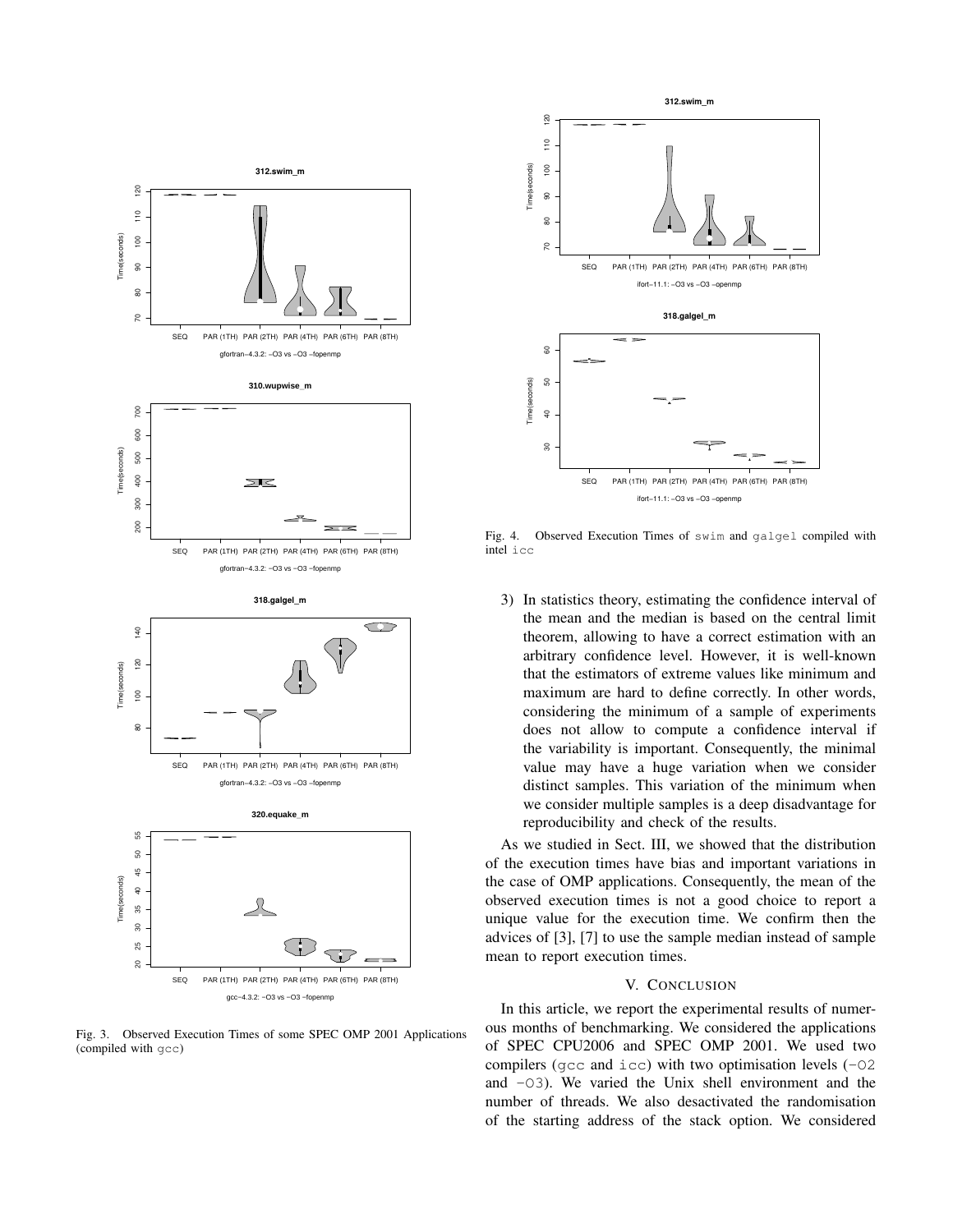Fig. 3. Observed Execution Times of some SPEC OMP 2001 Applications (compiled with gcc)

Fig. 4. Observed Execution Times of swim and galgel compiled with intel icc

3) In statistics theory, estimating the confidence interval of the mean and the median is based on the central limit theorem, allowing to have a correct estimation with an arbitrary confidence level. However, it is well-known that the estimators of extreme values like minimum and maximum are hard to define correctly. In other words, considering the minimum of a sample of experiments does not allow to compute a confidence interval if the variability is important. Consequently, the minimal value may have a huge variation when we consider distinct samples. This variation of the minimum when we consider multiple samples is a deep disadvantage for reproducibility and check of the results.

As we studied in Sect. III, we showed that the distribution of the execution times have bias and important variations in the case of OMP applications. Consequently, the mean of the observed execution times is not a good choice to report a unique value for the execution time. We confirm then the advices of [3], [7] to use the sample median instead of sample mean to report execution times.

## V. CONCLUSION

In this article, we report the experimental results of numerous months of benchmarking. We considered the applications of SPEC CPU2006 and SPEC OMP 2001. We used two compilers (gcc and icc) with two optimisation levels (-O2 and -O3). We varied the Unix shell environment and the number of threads. We also desactivated the randomisation of the starting address of the stack option. We considered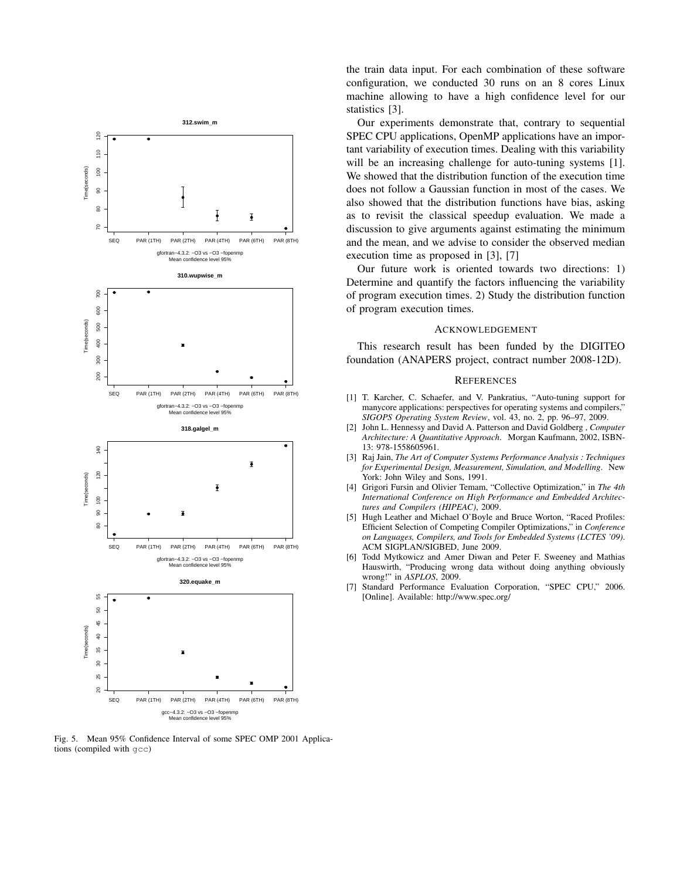312.swim_m

Time(seconds)

120
110
100
90
80
70

SEQ PAR (1TH) PAR (2TH) PAR (4TH) PAR (6TH) PAR (8TH)

gfortran−4.3.2: −O3 vs −O3 −fopenmp
Mean confidence level 95%

310.wupwise_m

Time(seconds)

700
600
500
400
300
200

SEQ PAR (1TH) PAR (2TH) PAR (4TH) PAR (6TH) PAR (8TH)

gfortran−4.3.2: −O3 vs −O3 −fopenmp
Mean confidence level 95%

318.galgel_m

Time(seconds)

140
120
100
90
80

SEQ PAR (1TH) PAR (2TH) PAR (4TH) PAR (6TH) PAR (8TH)

gfortran−4.3.2: −O3 vs −O3 −fopenmp
Mean confidence level 95%

320.equake_m

Time(seconds)

55
50
45
40
35
30
25
20

SEQ PAR (1TH) PAR (2TH) PAR (4TH) PAR (6TH) PAR (8TH)

gcc−4.3.2: −O3 vs −O3 −fopenmp
Mean confidence level 95%

Fig. 5. Mean 95% Confidence Interval of some SPEC OMP 2001 Applications (compiled with `gcc`)

the train data input. For each combination of these software configuration, we conducted 30 runs on an 8 cores Linux machine allowing to have a high confidence level for our statistics [3].

Our experiments demonstrate that, contrary to sequential SPEC CPU applications, OpenMP applications have an important variability of execution times. Dealing with this variability will be an increasing challenge for auto-tuning systems [1]. We showed that the distribution function of the execution time does not follow a Gaussian function in most of the cases. We also showed that the distribution functions have bias, asking as to revisit the classical speedup evaluation. We made a discussion to give arguments against estimating the minimum and the mean, and we advise to consider the observed median execution time as proposed in [3], [7]

Our future work is oriented towards two directions: 1) Determine and quantify the factors influencing the variability of program execution times. 2) Study the distribution function of program execution times.

## Acknowledgement

This research result has been funded by the DIGITEO foundation (ANAPERS project, contract number 2008-12D).

## References

[1] T. Karcher, C. Schaefer, and V. Pankratius, "Auto-tuning support for manycore applications: perspectives for operating systems and compilers," *SIGOPS Operating System Review*, vol. 43, no. 2, pp. 96–97, 2009.

[2] John L. Hennessy and David A. Patterson and David Goldberg , *Computer Architecture: A Quantitative Approach*. Morgan Kaufmann, 2002, ISBN-13: 978-1558605961.

[3] Raj Jain, *The Art of Computer Systems Performance Analysis : Techniques for Experimental Design, Measurement, Simulation, and Modelling*. New York: John Wiley and Sons, 1991.

[4] Grigori Fursin and Olivier Temam, "Collective Optimization," in *The 4th International Conference on High Performance and Embedded Architectures and Compilers (HIPEAC)*, 2009.

[5] Hugh Leather and Michael O'Boyle and Bruce Worton, "Raced Profiles: Efficient Selection of Competing Compiler Optimizations," in *Conference on Languages, Compilers, and Tools for Embedded Systems (LCTES '09)*. ACM SIGPLAN/SIGBED, June 2009.

[6] Todd Mytkowicz and Amer Diwan and Peter F. Sweeney and Mathias Hauswirth, "Producing wrong data without doing anything obviously wrong!" in *ASPLOS*, 2009.

[7] Standard Performance Evaluation Corporation, "SPEC CPU," 2006. [Online]. Available: http://www.spec.org/